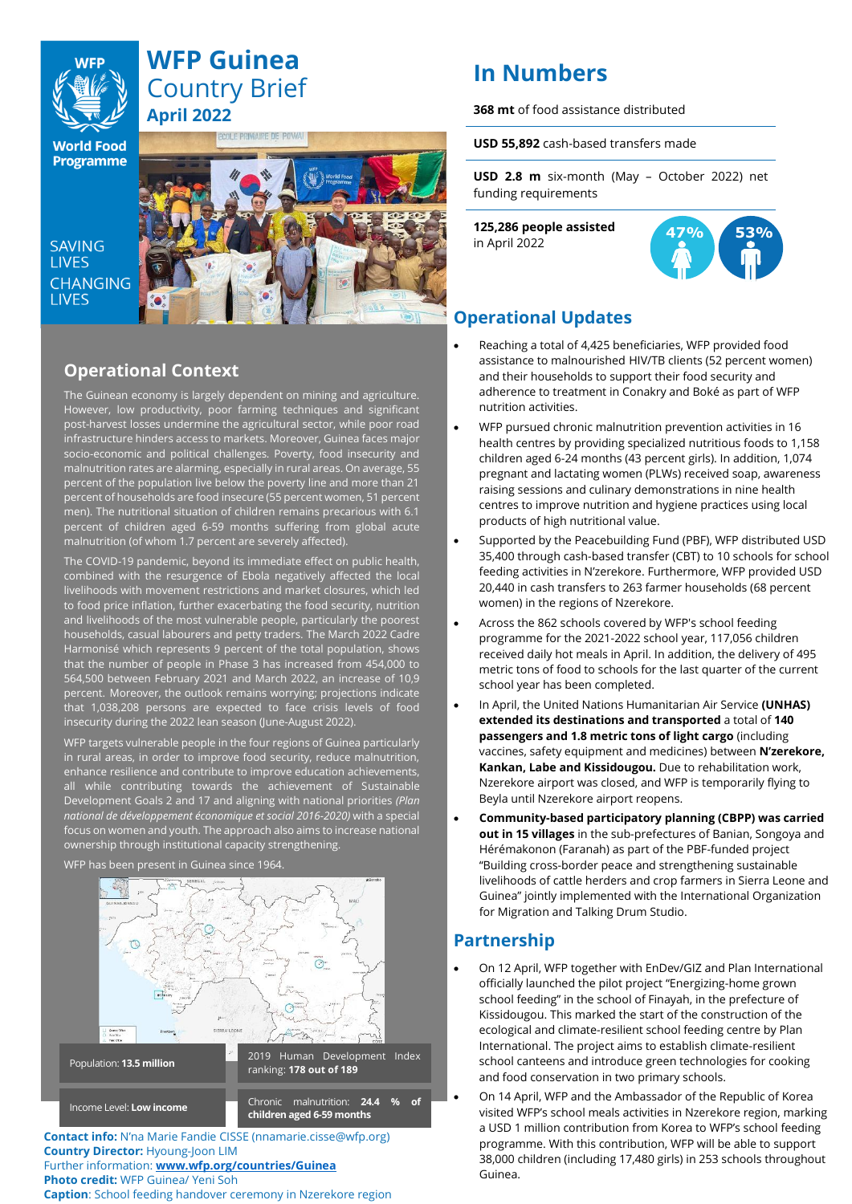# WFP Guinea Country Brief
## April 2022

SAVING LIVES CHANGING LIVES

## Operational Context

The Guinean economy is largely dependent on mining and agriculture. However, low productivity, poor farming techniques and significant post-harvest losses undermine the agricultural sector, while poor road infrastructure hinders access to markets. Moreover, Guinea faces major socio-economic and political challenges. Poverty, food insecurity and malnutrition rates are alarming, especially in rural areas. On average, 55 percent of the population live below the poverty line and more than 21 percent of households are food insecure (55 percent women, 51 percent men). The nutritional situation of children remains precarious with 6.1 percent of children aged 6-59 months suffering from global acute malnutrition (of whom 1.7 percent are severely affected).

The COVID-19 pandemic, beyond its immediate effect on public health, combined with the resurgence of Ebola negatively affected the local livelihoods with movement restrictions and market closures, which led to food price inflation, further exacerbating the food security, nutrition and livelihoods of the most vulnerable people, particularly the poorest households, casual labourers and petty traders. The March 2022 Cadre Harmonisé which represents 9 percent of the total population, shows that the number of people in Phase 3 has increased from 454,000 to 564,500 between February 2021 and March 2022, an increase of 10,9 percent. Moreover, the outlook remains worrying; projections indicate that 1,038,208 persons are expected to face crisis levels of food insecurity during the 2022 lean season (June-August 2022).

WFP targets vulnerable people in the four regions of Guinea particularly in rural areas, in order to improve food security, reduce malnutrition, enhance resilience and contribute to improve education achievements, all while contributing towards the achievement of Sustainable Development Goals 2 and 17 and aligning with national priorities *(Plan national de développement économique et social 2016-2020)* with a special focus on women and youth. The approach also aims to increase national ownership through institutional capacity strengthening.

WFP has been present in Guinea since 1964.

| | |
|---|---|
| Population: **13.5 million** | 2019 Human Development Index ranking: **178 out of 189** |
| Income Level: **Low income** | Chronic malnutrition: **24.4 % of children aged 6-59 months** |

**Contact info:** N'na Marie Fandie CISSE (nnamarie.cisse@wfp.org)
**Country Director:** Hyoung-Joon LIM
Further information: **www.wfp.org/countries/Guinea**
**Photo credit:** WFP Guinea/ Yeni Soh
**Caption**: School feeding handover ceremony in Nzerekore region

# In Numbers

**368 mt** of food assistance distributed

**USD 55,892** cash-based transfers made

**USD 2.8 m** six-month (May – October 2022) net funding requirements

**125,286 people assisted** in April 2022

47% 53%

## Operational Updates

- Reaching a total of 4,425 beneficiaries, WFP provided food assistance to malnourished HIV/TB clients (52 percent women) and their households to support their food security and adherence to treatment in Conakry and Boké as part of WFP nutrition activities.
- WFP pursued chronic malnutrition prevention activities in 16 health centres by providing specialized nutritious foods to 1,158 children aged 6-24 months (43 percent girls). In addition, 1,074 pregnant and lactating women (PLWs) received soap, awareness raising sessions and culinary demonstrations in nine health centres to improve nutrition and hygiene practices using local products of high nutritional value.
- Supported by the Peacebuilding Fund (PBF), WFP distributed USD 35,400 through cash-based transfer (CBT) to 10 schools for school feeding activities in N'zerekore. Furthermore, WFP provided USD 20,440 in cash transfers to 263 farmer households (68 percent women) in the regions of Nzerekore.
- Across the 862 schools covered by WFP's school feeding programme for the 2021-2022 school year, 117,056 children received daily hot meals in April. In addition, the delivery of 495 metric tons of food to schools for the last quarter of the current school year has been completed.
- In April, the United Nations Humanitarian Air Service **(UNHAS) extended its destinations and transported** a total of **140 passengers and 1.8 metric tons of light cargo** (including vaccines, safety equipment and medicines) between **N'zerekore, Kankan, Labe and Kissidougou.** Due to rehabilitation work, Nzerekore airport was closed, and WFP is temporarily flying to Beyla until Nzerekore airport reopens.
- **Community-based participatory planning (CBPP) was carried out in 15 villages** in the sub-prefectures of Banian, Songoya and Hérémakonon (Faranah) as part of the PBF-funded project "Building cross-border peace and strengthening sustainable livelihoods of cattle herders and crop farmers in Sierra Leone and Guinea" jointly implemented with the International Organization for Migration and Talking Drum Studio.

## Partnership

- On 12 April, WFP together with EnDev/GIZ and Plan International officially launched the pilot project "Energizing-home grown school feeding" in the school of Finayah, in the prefecture of Kissidougou. This marked the start of the construction of the ecological and climate-resilient school feeding centre by Plan International. The project aims to establish climate-resilient school canteens and introduce green technologies for cooking and food conservation in two primary schools.
- On 14 April, WFP and the Ambassador of the Republic of Korea visited WFP's school meals activities in Nzerekore region, marking a USD 1 million contribution from Korea to WFP's school feeding programme. With this contribution, WFP will be able to support 38,000 children (including 17,480 girls) in 253 schools throughout Guinea.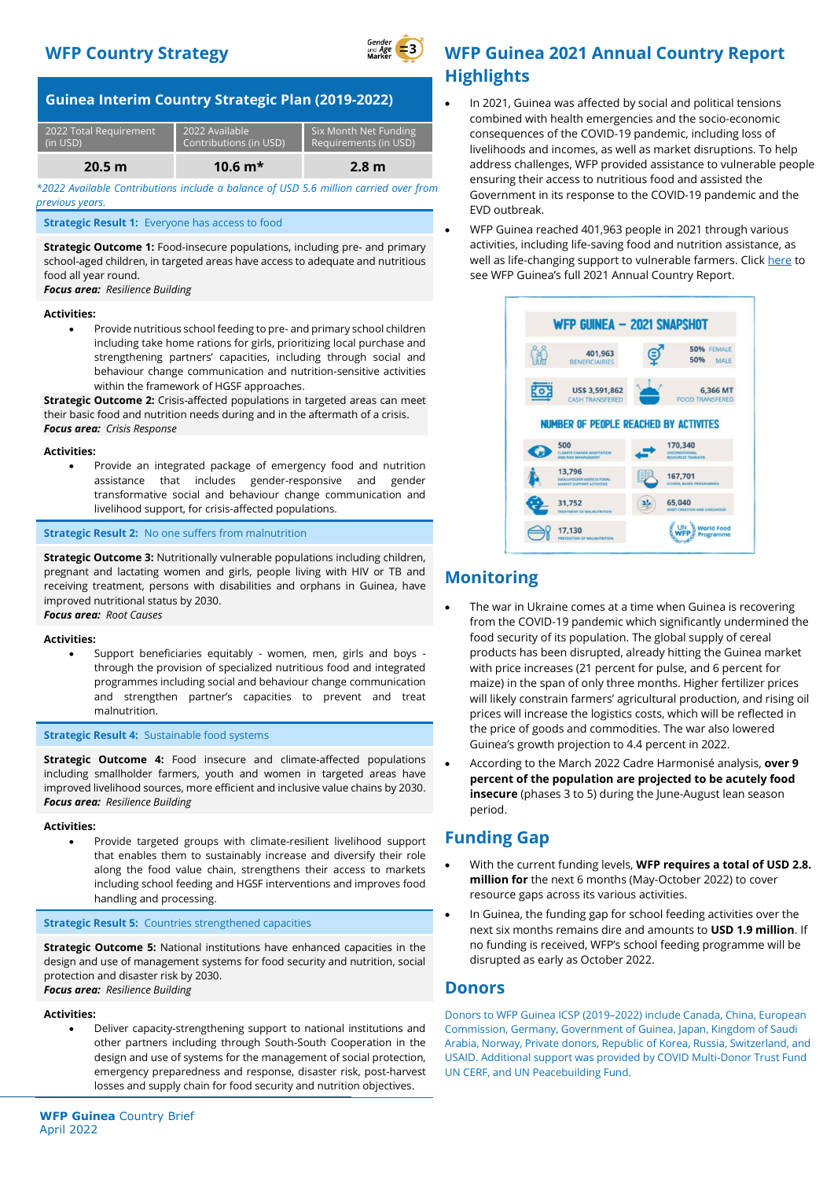## WFP Country Strategy

Gender and Age Marker =3

### Guinea Interim Country Strategic Plan (2019-2022)

| 2022 Total Requirement (in USD) | 2022 Available Contributions (in USD) | Six Month Net Funding Requirements (in USD) |
|---|---|---|
| 20.5 m | 10.6 m* | 2.8 m |

*2022 Available Contributions include a balance of USD 5.6 million carried over from previous years.*

**Strategic Result 1:** Everyone has access to food

**Strategic Outcome 1:** Food-insecure populations, including pre- and primary school-aged children, in targeted areas have access to adequate and nutritious food all year round.
***Focus area:*** *Resilience Building*

**Activities:**

- Provide nutritious school feeding to pre- and primary school children including take home rations for girls, prioritizing local purchase and strengthening partners' capacities, including through social and behaviour change communication and nutrition-sensitive activities within the framework of HGSF approaches.

**Strategic Outcome 2:** Crisis-affected populations in targeted areas can meet their basic food and nutrition needs during and in the aftermath of a crisis.
***Focus area:*** *Crisis Response*

**Activities:**

- Provide an integrated package of emergency food and nutrition assistance that includes gender-responsive and gender transformative social and behaviour change communication and livelihood support, for crisis-affected populations.

**Strategic Result 2:** No one suffers from malnutrition

**Strategic Outcome 3:** Nutritionally vulnerable populations including children, pregnant and lactating women and girls, people living with HIV or TB and receiving treatment, persons with disabilities and orphans in Guinea, have improved nutritional status by 2030.
***Focus area:*** *Root Causes*

**Activities:**

- Support beneficiaries equitably - women, men, girls and boys - through the provision of specialized nutritious food and integrated programmes including social and behaviour change communication and strengthen partner's capacities to prevent and treat malnutrition.

**Strategic Result 4:** Sustainable food systems

**Strategic Outcome 4:** Food insecure and climate-affected populations including smallholder farmers, youth and women in targeted areas have improved livelihood sources, more efficient and inclusive value chains by 2030.
***Focus area:*** *Resilience Building*

**Activities:**

- Provide targeted groups with climate-resilient livelihood support that enables them to sustainably increase and diversify their role along the food value chain, strengthens their access to markets including school feeding and HGSF interventions and improves food handling and processing.

**Strategic Result 5:** Countries strengthened capacities

**Strategic Outcome 5:** National institutions have enhanced capacities in the design and use of management systems for food security and nutrition, social protection and disaster risk by 2030.
***Focus area:*** *Resilience Building*

**Activities:**

- Deliver capacity-strengthening support to national institutions and other partners including through South-South Cooperation in the design and use of systems for the management of social protection, emergency preparedness and response, disaster risk, post-harvest losses and supply chain for food security and nutrition objectives.

## WFP Guinea 2021 Annual Country Report Highlights

- In 2021, Guinea was affected by social and political tensions combined with health emergencies and the socio-economic consequences of the COVID-19 pandemic, including loss of livelihoods and incomes, as well as market disruptions. To help address challenges, WFP provided assistance to vulnerable people ensuring their access to nutritious food and assisted the Government in its response to the COVID-19 pandemic and the EVD outbreak.
- WFP Guinea reached 401,963 people in 2021 through various activities, including life-saving food and nutrition assistance, as well as life-changing support to vulnerable farmers. Click here to see WFP Guinea's full 2021 Annual Country Report.

WFP GUINEA – 2021 SNAPSHOT

401,963 BENEFICIARIES

50% FEMALE
50% MALE

US$ 3,591,862 CASH TRANSFERED

6,366 MT FOOD TRANSFERED

NUMBER OF PEOPLE REACHED BY ACTIVITES

500 CLIMATE CHANGE ADAPTATION AND RISK MANAGEMENT

170,340 UNCONDITIONAL RESOURCES TRANSFER

13,796 SMALLHOLDER AGRICULTURAL MARKET SUPPORT ACTIVITIES

167,701 SCHOOL BASED PROGRAMMES

31,752 TREATMENT OF MALNUTRITION

65,040 ASSET CREATION AND LIVELIHOOD

17,130 PREVENTION OF MALNUTRITION

World Food Programme

## Monitoring

- The war in Ukraine comes at a time when Guinea is recovering from the COVID-19 pandemic which significantly undermined the food security of its population. The global supply of cereal products has been disrupted, already hitting the Guinea market with price increases (21 percent for pulse, and 6 percent for maize) in the span of only three months. Higher fertilizer prices will likely constrain farmers' agricultural production, and rising oil prices will increase the logistics costs, which will be reflected in the price of goods and commodities. The war also lowered Guinea's growth projection to 4.4 percent in 2022.
- According to the March 2022 Cadre Harmonisé analysis, **over 9 percent of the population are projected to be acutely food insecure** (phases 3 to 5) during the June-August lean season period.

## Funding Gap

- With the current funding levels, **WFP requires a total of USD 2.8. million for** the next 6 months (May-October 2022) to cover resource gaps across its various activities.
- In Guinea, the funding gap for school feeding activities over the next six months remains and amounts to **USD 1.9 million**. If no funding is received, WFP's school feeding programme will be disrupted as early as October 2022.

## Donors

Donors to WFP Guinea ICSP (2019–2022) include Canada, China, European Commission, Germany, Government of Guinea, Japan, Kingdom of Saudi Arabia, Norway, Private donors, Republic of Korea, Russia, Switzerland, and USAID. Additional support was provided by COVID Multi-Donor Trust Fund UN CERF, and UN Peacebuilding Fund.